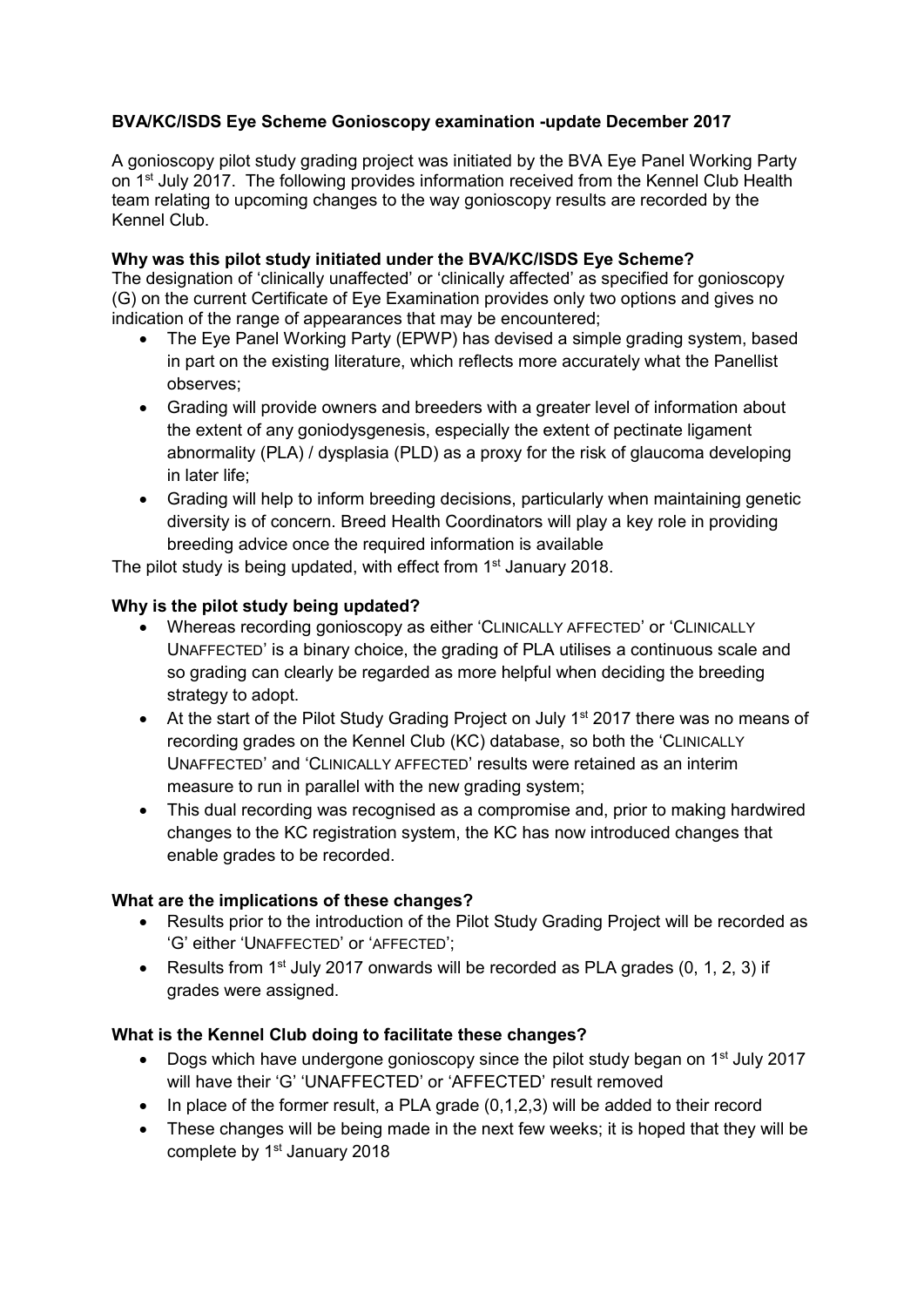**BVA/KC/ISDS Eye Scheme Gonioscopy examination -update December 2017**

A gonioscopy pilot study grading project was initiated by the BVA Eye Panel Working Party on 1st July 2017. The following provides information received from the Kennel Club Health team relating to upcoming changes to the way gonioscopy results are recorded by the Kennel Club.

**Why was this pilot study initiated under the BVA/KC/ISDS Eye Scheme?**

The designation of 'clinically unaffected' or 'clinically affected' as specified for gonioscopy (G) on the current Certificate of Eye Examination provides only two options and gives no indication of the range of appearances that may be encountered;

- The Eye Panel Working Party (EPWP) has devised a simple grading system, based in part on the existing literature, which reflects more accurately what the Panellist observes;
- Grading will provide owners and breeders with a greater level of information about the extent of any goniodysgenesis, especially the extent of pectinate ligament abnormality (PLA) / dysplasia (PLD) as a proxy for the risk of glaucoma developing in later life;
- Grading will help to inform breeding decisions, particularly when maintaining genetic diversity is of concern. Breed Health Coordinators will play a key role in providing breeding advice once the required information is available

The pilot study is being updated, with effect from 1st January 2018.

**Why is the pilot study being updated?**

- Whereas recording gonioscopy as either 'CLINICALLY AFFECTED' or 'CLINICALLY UNAFFECTED' is a binary choice, the grading of PLA utilises a continuous scale and so grading can clearly be regarded as more helpful when deciding the breeding strategy to adopt.
- At the start of the Pilot Study Grading Project on July 1st 2017 there was no means of recording grades on the Kennel Club (KC) database, so both the 'CLINICALLY UNAFFECTED' and 'CLINICALLY AFFECTED' results were retained as an interim measure to run in parallel with the new grading system;
- This dual recording was recognised as a compromise and, prior to making hardwired changes to the KC registration system, the KC has now introduced changes that enable grades to be recorded.

**What are the implications of these changes?**

- Results prior to the introduction of the Pilot Study Grading Project will be recorded as 'G' either 'UNAFFECTED' or 'AFFECTED';
- Results from 1st July 2017 onwards will be recorded as PLA grades (0, 1, 2, 3) if grades were assigned.

**What is the Kennel Club doing to facilitate these changes?**

- Dogs which have undergone gonioscopy since the pilot study began on 1st July 2017 will have their 'G' 'UNAFFECTED' or 'AFFECTED' result removed
- In place of the former result, a PLA grade (0,1,2,3) will be added to their record
- These changes will be being made in the next few weeks; it is hoped that they will be complete by 1st January 2018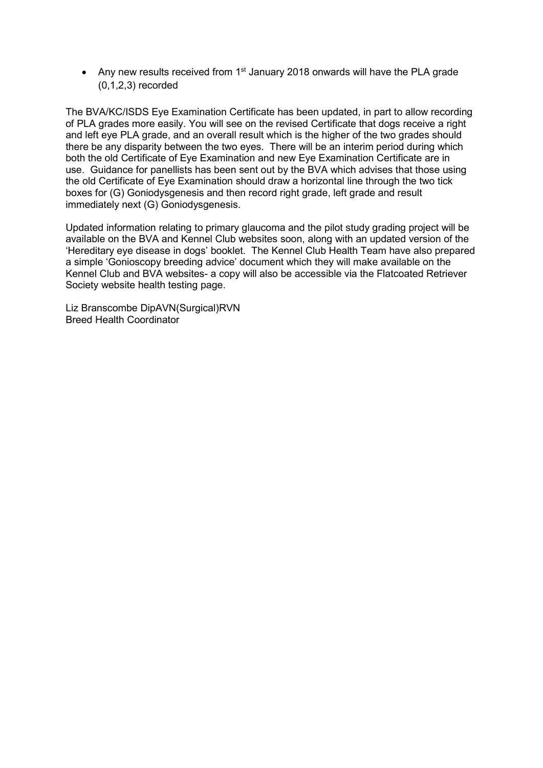- Any new results received from 1st January 2018 onwards will have the PLA grade (0,1,2,3) recorded

The BVA/KC/ISDS Eye Examination Certificate has been updated, in part to allow recording of PLA grades more easily. You will see on the revised Certificate that dogs receive a right and left eye PLA grade, and an overall result which is the higher of the two grades should there be any disparity between the two eyes. There will be an interim period during which both the old Certificate of Eye Examination and new Eye Examination Certificate are in use. Guidance for panellists has been sent out by the BVA which advises that those using the old Certificate of Eye Examination should draw a horizontal line through the two tick boxes for (G) Goniodysgenesis and then record right grade, left grade and result immediately next (G) Goniodysgenesis.

Updated information relating to primary glaucoma and the pilot study grading project will be available on the BVA and Kennel Club websites soon, along with an updated version of the 'Hereditary eye disease in dogs' booklet. The Kennel Club Health Team have also prepared a simple 'Gonioscopy breeding advice' document which they will make available on the Kennel Club and BVA websites- a copy will also be accessible via the Flatcoated Retriever Society website health testing page.

Liz Branscombe DipAVN(Surgical)RVN
Breed Health Coordinator